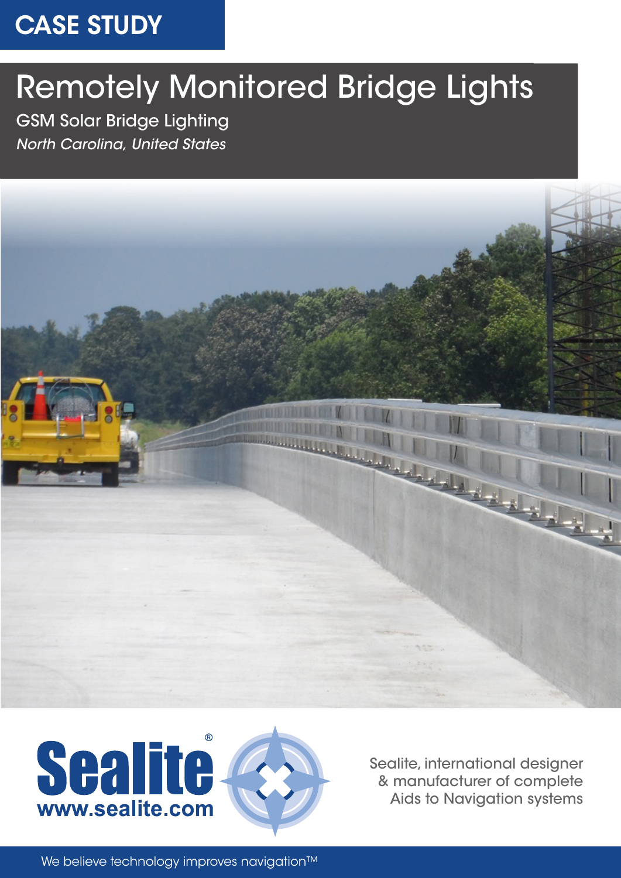CASE STUDY

# Remotely Monitored Bridge Lights

## GSM Solar Bridge Lighting

*North Carolina, United States*

Sealite®

www.sealite.com

Sealite, international designer & manufacturer of complete Aids to Navigation systems

We believe technology improves navigation™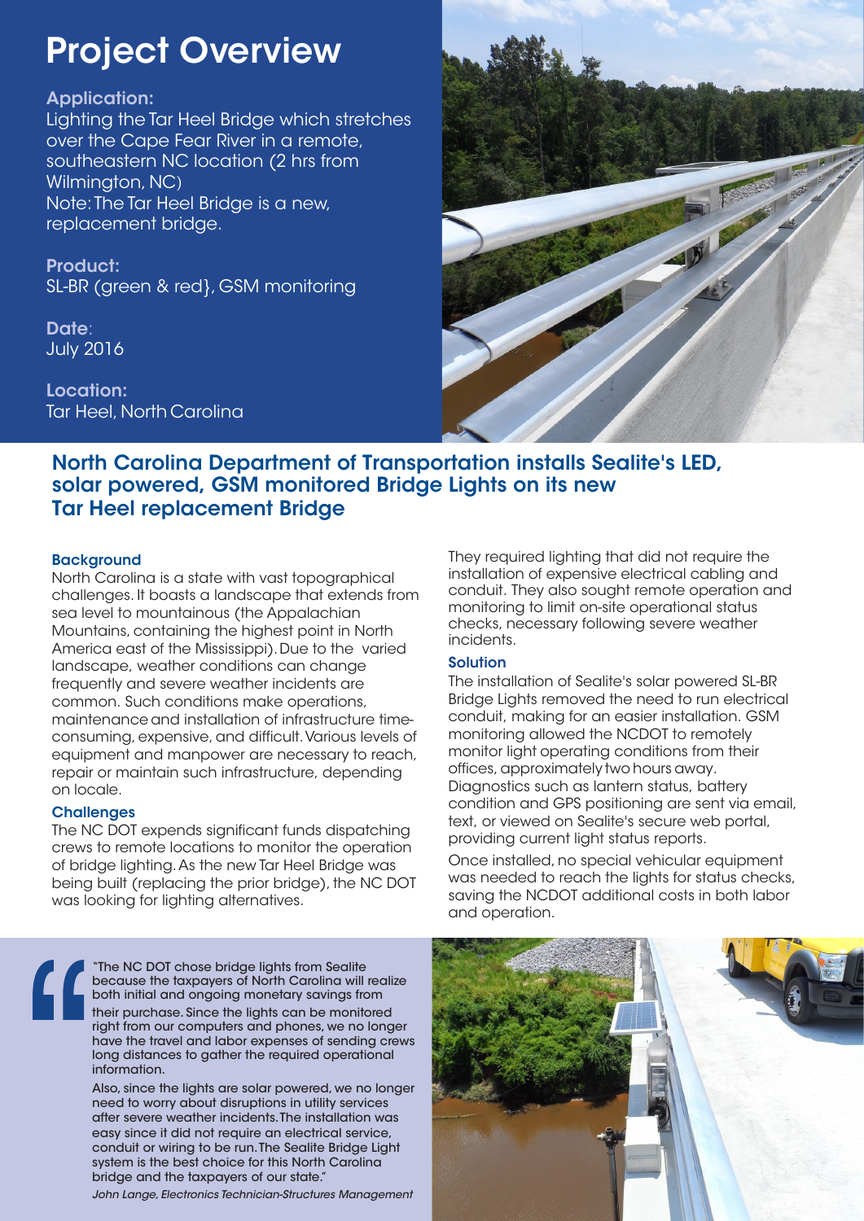# Project Overview

**Application:**
Lighting the Tar Heel Bridge which stretches over the Cape Fear River in a remote, southeastern NC location (2 hrs from Wilmington, NC)
Note: The Tar Heel Bridge is a new, replacement bridge.

**Product:**
SL-BR (green & red}, GSM monitoring

**Date**:
July 2016

**Location:**
Tar Heel, North Carolina

## North Carolina Department of Transportation installs Sealite's LED, solar powered, GSM monitored Bridge Lights on its new Tar Heel replacement Bridge

### Background

North Carolina is a state with vast topographical challenges. It boasts a landscape that extends from sea level to mountainous (the Appalachian Mountains, containing the highest point in North America east of the Mississippi). Due to the varied landscape, weather conditions can change frequently and severe weather incidents are common. Such conditions make operations, maintenance and installation of infrastructure time-consuming, expensive, and difficult. Various levels of equipment and manpower are necessary to reach, repair or maintain such infrastructure, depending on locale.

### Challenges

The NC DOT expends significant funds dispatching crews to remote locations to monitor the operation of bridge lighting. As the new Tar Heel Bridge was being built (replacing the prior bridge), the NC DOT was looking for lighting alternatives.

They required lighting that did not require the installation of expensive electrical cabling and conduit. They also sought remote operation and monitoring to limit on-site operational status checks, necessary following severe weather incidents.

### Solution

The installation of Sealite's solar powered SL-BR Bridge Lights removed the need to run electrical conduit, making for an easier installation. GSM monitoring allowed the NCDOT to remotely monitor light operating conditions from their offices, approximately two hours away. Diagnostics such as lantern status, battery condition and GPS positioning are sent via email, text, or viewed on Sealite's secure web portal, providing current light status reports.

Once installed, no special vehicular equipment was needed to reach the lights for status checks, saving the NCDOT additional costs in both labor and operation.

> "The NC DOT chose bridge lights from Sealite because the taxpayers of North Carolina will realize both initial and ongoing monetary savings from their purchase. Since the lights can be monitored right from our computers and phones, we no longer have the travel and labor expenses of sending crews long distances to gather the required operational information.
>
> Also, since the lights are solar powered, we no longer need to worry about disruptions in utility services after severe weather incidents. The installation was easy since it did not require an electrical service, conduit or wiring to be run. The Sealite Bridge Light system is the best choice for this North Carolina bridge and the taxpayers of our state."
>
> *John Lange, Electronics Technician-Structures Management*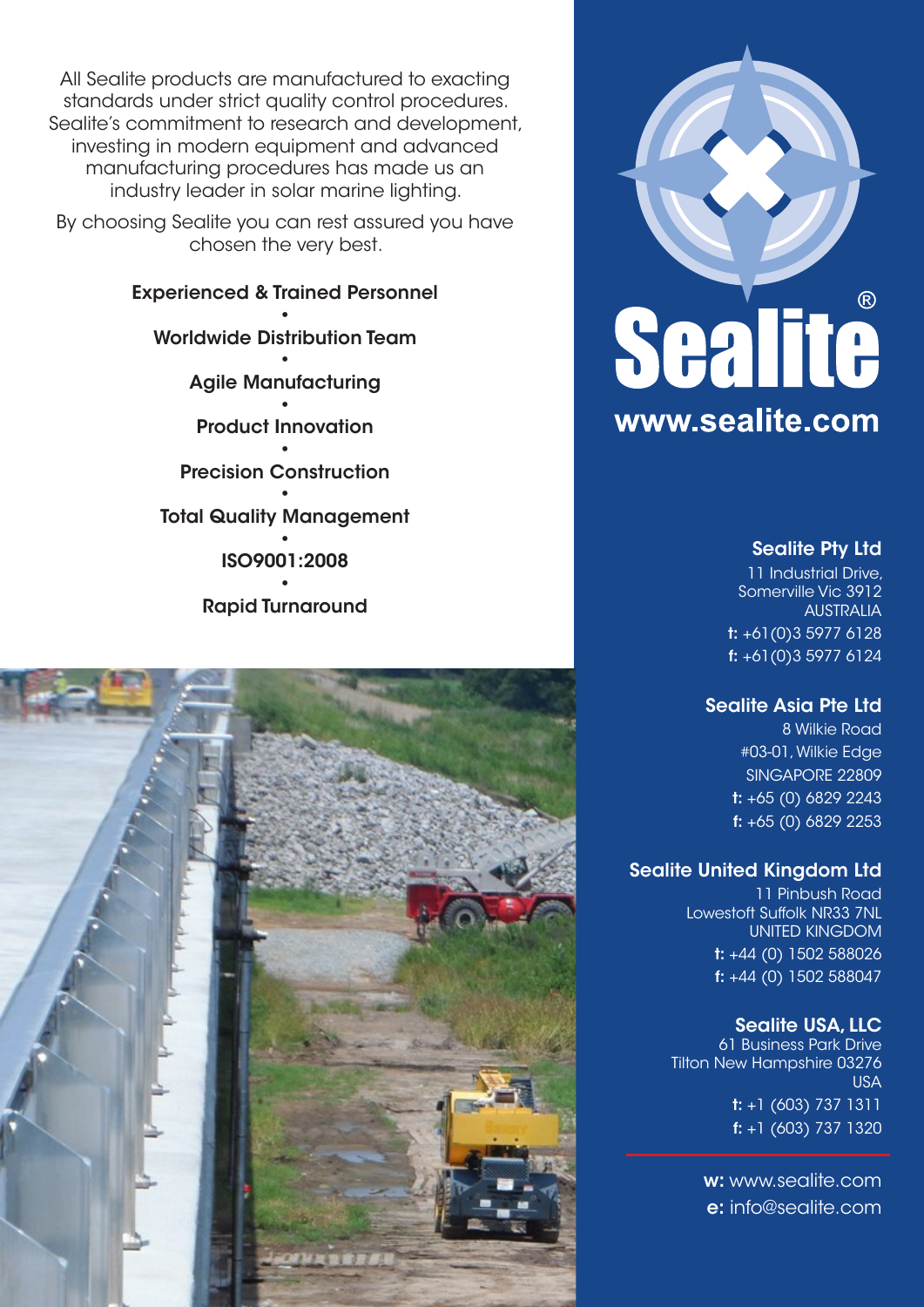All Sealite products are manufactured to exacting standards under strict quality control procedures. Sealite's commitment to research and development, investing in modern equipment and advanced manufacturing procedures has made us an industry leader in solar marine lighting.

By choosing Sealite you can rest assured you have chosen the very best.

**Experienced & Trained Personnel**
•
**Worldwide Distribution Team**
•
**Agile Manufacturing**
•
**Product Innovation**
•
**Precision Construction**
•
**Total Quality Management**
•
**ISO9001:2008**
•
**Rapid Turnaround**

# Sealite®

**www.sealite.com**

**Sealite Pty Ltd**
11 Industrial Drive,
Somerville Vic 3912
AUSTRALIA
**t:** +61(0)3 5977 6128
**f:** +61(0)3 5977 6124

**Sealite Asia Pte Ltd**
8 Wilkie Road
#03-01, Wilkie Edge
SINGAPORE 22809
**t:** +65 (0) 6829 2243
**f:** +65 (0) 6829 2253

**Sealite United Kingdom Ltd**
11 Pinbush Road
Lowestoft Suffolk NR33 7NL
UNITED KINGDOM
**t:** +44 (0) 1502 588026
**f:** +44 (0) 1502 588047

**Sealite USA, LLC**
61 Business Park Drive
Tilton New Hampshire 03276
USA
**t:** +1 (603) 737 1311
**f:** +1 (603) 737 1320

**w:** www.sealite.com
**e:** info@sealite.com